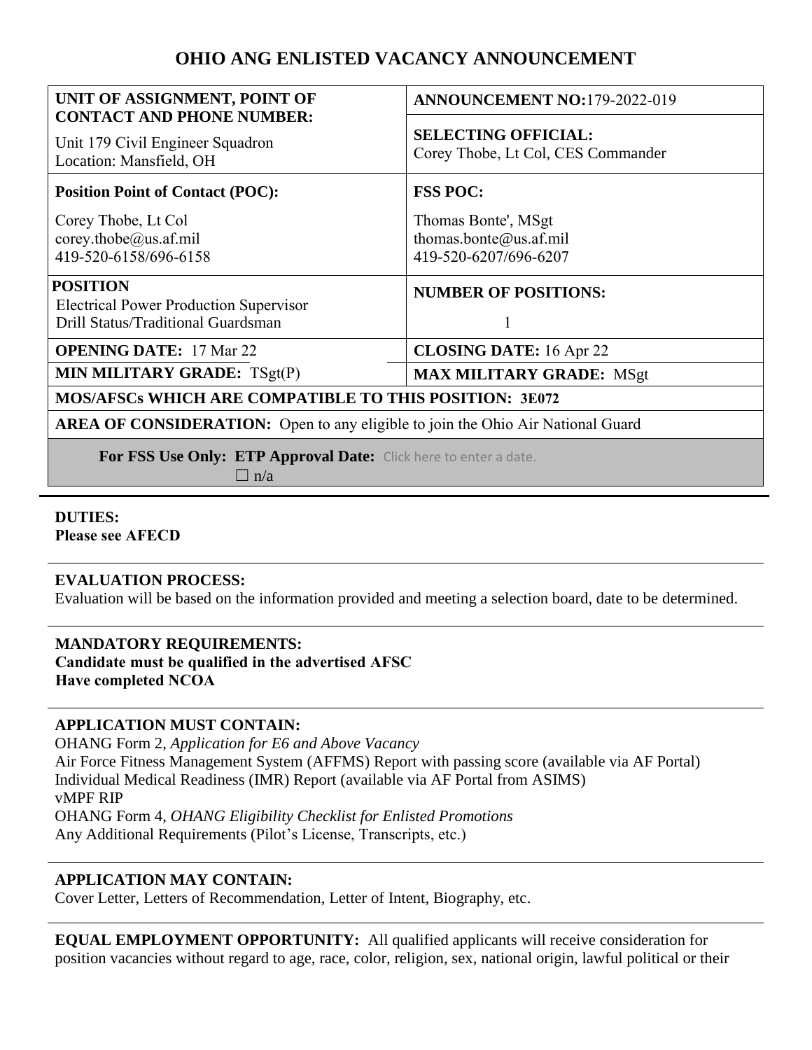# OHIO ANG ENLISTED VACANCY ANNOUNCEMENT

| **UNIT OF ASSIGNMENT, POINT OF CONTACT AND PHONE NUMBER:**<br>Unit 179 Civil Engineer Squadron<br>Location: Mansfield, OH | **ANNOUNCEMENT NO:**179-2022-019<br>**SELECTING OFFICIAL:**<br>Corey Thobe, Lt Col, CES Commander |
|---|---|
| **Position Point of Contact (POC):**<br>Corey Thobe, Lt Col<br>corey.thobe@us.af.mil<br>419-520-6158/696-6158 | **FSS POC:**<br>Thomas Bonte', MSgt<br>thomas.bonte@us.af.mil<br>419-520-6207/696-6207 |
| **POSITION**<br>Electrical Power Production Supervisor<br>Drill Status/Traditional Guardsman | **NUMBER OF POSITIONS:**<br>1 |
| **OPENING DATE:** 17 Mar 22 | **CLOSING DATE:** 16 Apr 22 |
| **MIN MILITARY GRADE:** TSgt(P) | **MAX MILITARY GRADE:** MSgt |
| **MOS/AFSCs WHICH ARE COMPATIBLE TO THIS POSITION: 3E072** | |
| **AREA OF CONSIDERATION:** Open to any eligible to join the Ohio Air National Guard | |
| **For FSS Use Only: ETP Approval Date:** Click here to enter a date.<br>☐ n/a | |

**DUTIES:**
**Please see AFECD**

**EVALUATION PROCESS:**
Evaluation will be based on the information provided and meeting a selection board, date to be determined.

**MANDATORY REQUIREMENTS:**
**Candidate must be qualified in the advertised AFSC**
**Have completed NCOA**

**APPLICATION MUST CONTAIN:**
OHANG Form 2, *Application for E6 and Above Vacancy*
Air Force Fitness Management System (AFFMS) Report with passing score (available via AF Portal)
Individual Medical Readiness (IMR) Report (available via AF Portal from ASIMS)
vMPF RIP
OHANG Form 4, *OHANG Eligibility Checklist for Enlisted Promotions*
Any Additional Requirements (Pilot's License, Transcripts, etc.)

**APPLICATION MAY CONTAIN:**
Cover Letter, Letters of Recommendation, Letter of Intent, Biography, etc.

**EQUAL EMPLOYMENT OPPORTUNITY:** All qualified applicants will receive consideration for position vacancies without regard to age, race, color, religion, sex, national origin, lawful political or their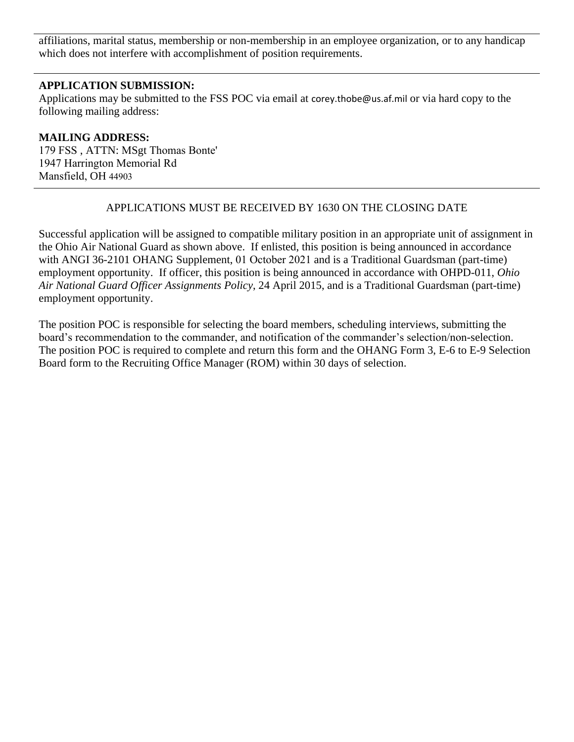affiliations, marital status, membership or non-membership in an employee organization, or to any handicap which does not interfere with accomplishment of position requirements.

---

**APPLICATION SUBMISSION:**
Applications may be submitted to the FSS POC via email at corey.thobe@us.af.mil or via hard copy to the following mailing address:

**MAILING ADDRESS:**
179 FSS , ATTN: MSgt Thomas Bonte'
1947 Harrington Memorial Rd
Mansfield, OH 44903

---

APPLICATIONS MUST BE RECEIVED BY 1630 ON THE CLOSING DATE

Successful application will be assigned to compatible military position in an appropriate unit of assignment in the Ohio Air National Guard as shown above. If enlisted, this position is being announced in accordance with ANGI 36-2101 OHANG Supplement, 01 October 2021 and is a Traditional Guardsman (part-time) employment opportunity. If officer, this position is being announced in accordance with OHPD-011, *Ohio Air National Guard Officer Assignments Policy*, 24 April 2015, and is a Traditional Guardsman (part-time) employment opportunity.

The position POC is responsible for selecting the board members, scheduling interviews, submitting the board's recommendation to the commander, and notification of the commander's selection/non-selection. The position POC is required to complete and return this form and the OHANG Form 3, E-6 to E-9 Selection Board form to the Recruiting Office Manager (ROM) within 30 days of selection.